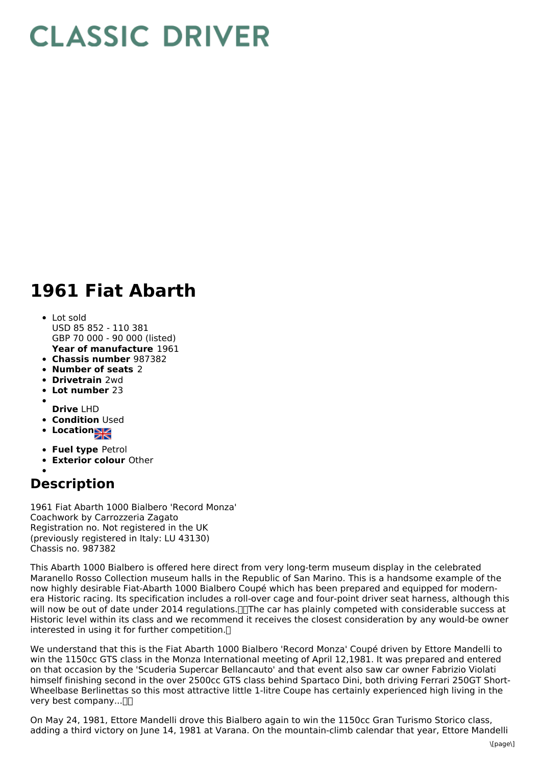# CLASSIC DRIVER

# 1961 Fiat Abarth

- Lot sold
  USD 85 852 - 110 381
  GBP 70 000 - 90 000 (listed)
  **Year of manufacture** 1961
- **Chassis number** 987382
- **Number of seats** 2
- **Drivetrain** 2wd
- **Lot number** 23
- **Drive** LHD
- **Condition** Used
- **Location**
- **Fuel type** Petrol
- **Exterior colour** Other

## Description

1961 Fiat Abarth 1000 Bialbero 'Record Monza'
Coachwork by Carrozzeria Zagato
Registration no. Not registered in the UK
(previously registered in Italy: LU 43130)
Chassis no. 987382

This Abarth 1000 Bialbero is offered here direct from very long-term museum display in the celebrated Maranello Rosso Collection museum halls in the Republic of San Marino. This is a handsome example of the now highly desirable Fiat-Abarth 1000 Bialbero Coupé which has been prepared and equipped for modern-era Historic racing. Its specification includes a roll-over cage and four-point driver seat harness, although this will now be out of date under 2014 regulations. The car has plainly competed with considerable success at Historic level within its class and we recommend it receives the closest consideration by any would-be owner interested in using it for further competition.

We understand that this is the Fiat Abarth 1000 Bialbero 'Record Monza' Coupé driven by Ettore Mandelli to win the 1150cc GTS class in the Monza International meeting of April 12,1981. It was prepared and entered on that occasion by the 'Scuderia Supercar Bellancauto' and that event also saw car owner Fabrizio Violati himself finishing second in the over 2500cc GTS class behind Spartaco Dini, both driving Ferrari 250GT Short-Wheelbase Berlinettas so this most attractive little 1-litre Coupe has certainly experienced high living in the very best company...

On May 24, 1981, Ettore Mandelli drove this Bialbero again to win the 1150cc Gran Turismo Storico class, adding a third victory on June 14, 1981 at Varana. On the mountain-climb calendar that year, Ettore Mandelli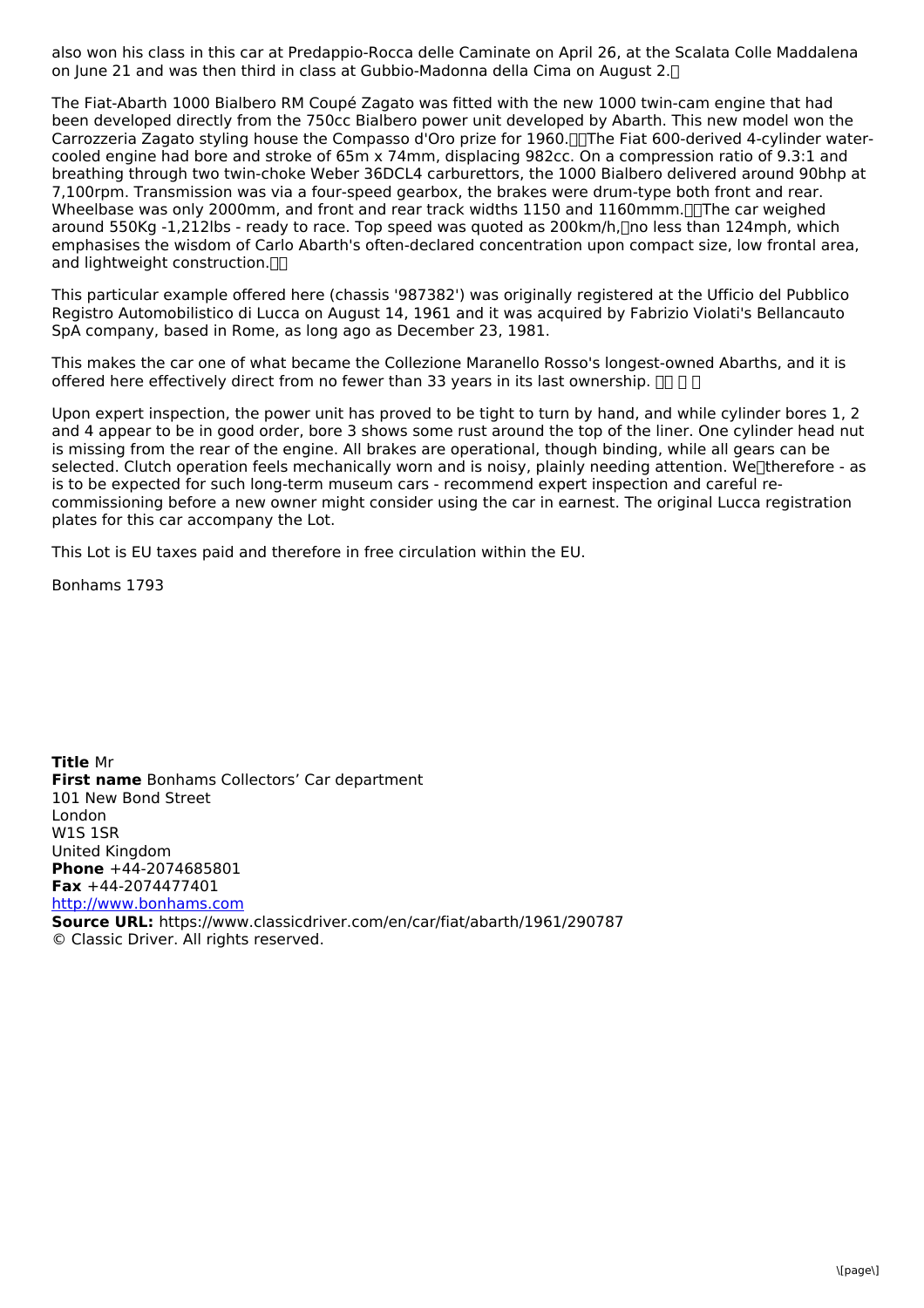also won his class in this car at Predappio-Rocca delle Caminate on April 26, at the Scalata Colle Maddalena on June 21 and was then third in class at Gubbio-Madonna della Cima on August 2.

The Fiat-Abarth 1000 Bialbero RM Coupé Zagato was fitted with the new 1000 twin-cam engine that had been developed directly from the 750cc Bialbero power unit developed by Abarth. This new model won the Carrozzeria Zagato styling house the Compasso d'Oro prize for 1960. The Fiat 600-derived 4-cylinder water-cooled engine had bore and stroke of 65m x 74mm, displacing 982cc. On a compression ratio of 9.3:1 and breathing through two twin-choke Weber 36DCL4 carburettors, the 1000 Bialbero delivered around 90bhp at 7,100rpm. Transmission was via a four-speed gearbox, the brakes were drum-type both front and rear. Wheelbase was only 2000mm, and front and rear track widths 1150 and 1160mmm. The car weighed around 550Kg -1,212lbs - ready to race. Top speed was quoted as 200km/h, no less than 124mph, which emphasises the wisdom of Carlo Abarth's often-declared concentration upon compact size, low frontal area, and lightweight construction.

This particular example offered here (chassis '987382') was originally registered at the Ufficio del Pubblico Registro Automobilistico di Lucca on August 14, 1961 and it was acquired by Fabrizio Violati's Bellancauto SpA company, based in Rome, as long ago as December 23, 1981.

This makes the car one of what became the Collezione Maranello Rosso's longest-owned Abarths, and it is offered here effectively direct from no fewer than 33 years in its last ownership.

Upon expert inspection, the power unit has proved to be tight to turn by hand, and while cylinder bores 1, 2 and 4 appear to be in good order, bore 3 shows some rust around the top of the liner. One cylinder head nut is missing from the rear of the engine. All brakes are operational, though binding, while all gears can be selected. Clutch operation feels mechanically worn and is noisy, plainly needing attention. We therefore - as is to be expected for such long-term museum cars - recommend expert inspection and careful re-commissioning before a new owner might consider using the car in earnest. The original Lucca registration plates for this car accompany the Lot.

This Lot is EU taxes paid and therefore in free circulation within the EU.

Bonhams 1793

**Title** Mr
**First name** Bonhams Collectors' Car department
101 New Bond Street
London
W1S 1SR
United Kingdom
**Phone** +44-2074685801
**Fax** +44-2074477401
http://www.bonhams.com
**Source URL:** https://www.classicdriver.com/en/car/fiat/abarth/1961/290787
© Classic Driver. All rights reserved.